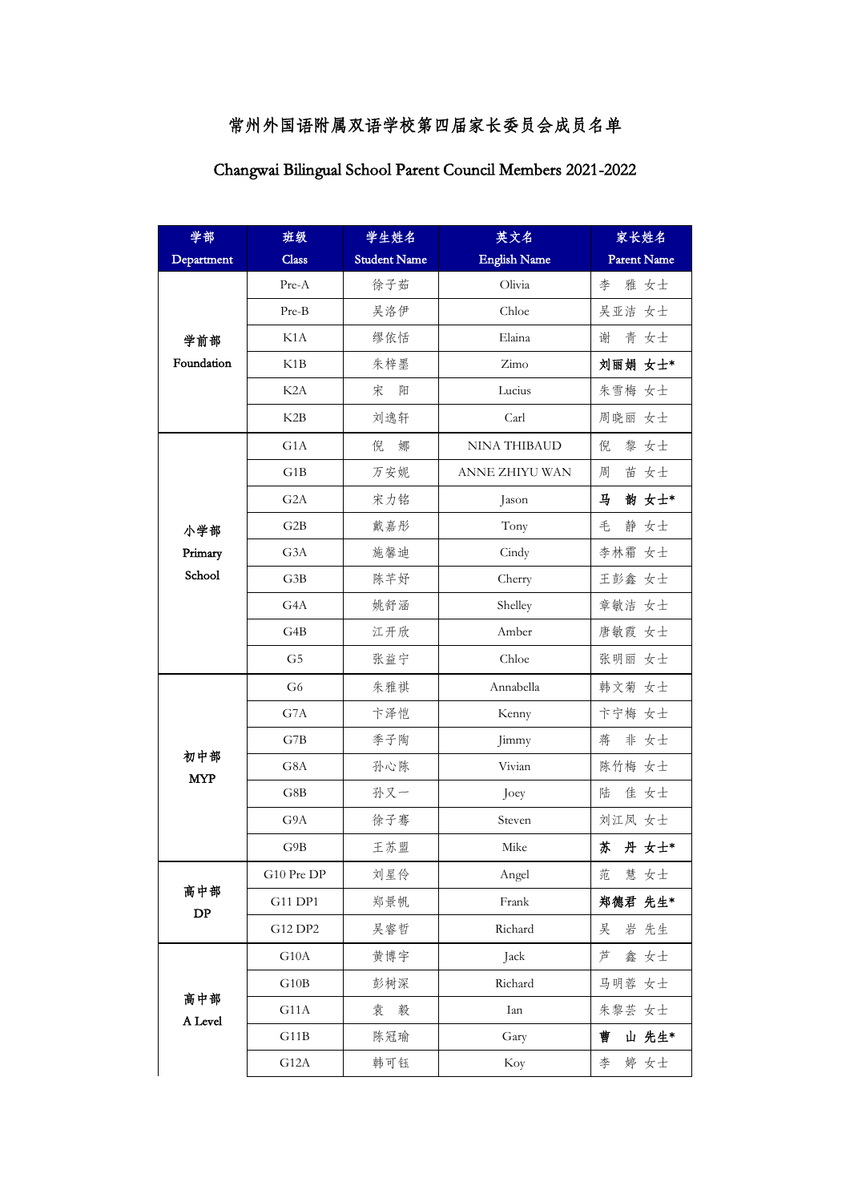# 常州外国语附属双语学校第四届家长委员会成员名单

## Changwai Bilingual School Parent Council Members 2021-2022

| 学部 Department | 班级 Class | 学生姓名 Student Name | 英文名 English Name | 家长姓名 Parent Name |
|---|---|---|---|---|
| 学前部 Foundation | Pre-A | 徐子茹 | Olivia | 李 雅 女士 |
| | Pre-B | 吴洛伊 | Chloe | 吴亚洁 女士 |
| | K1A | 缪依恬 | Elaina | 谢 青 女士 |
| | K1B | 朱梓墨 | Zimo | **刘丽娟 女士*** |
| | K2A | 宋 阳 | Lucius | 朱雪梅 女士 |
| | K2B | 刘逸轩 | Carl | 周晓丽 女士 |
| 小学部 Primary School | G1A | 倪 娜 | NINA THIBAUD | 倪 黎 女士 |
| | G1B | 万安妮 | ANNE ZHIYU WAN | 周 苗 女士 |
| | G2A | 宋力铭 | Jason | **马 韵 女士*** |
| | G2B | 戴嘉彤 | Tony | 毛 静 女士 |
| | G3A | 施馨迪 | Cindy | 李林霜 女士 |
| | G3B | 陈芊妤 | Cherry | 王彭鑫 女士 |
| | G4A | 姚舒涵 | Shelley | 章敏洁 女士 |
| | G4B | 江开欣 | Amber | 唐敏霞 女士 |
| | G5 | 张益宁 | Chloe | 张明丽 女士 |
| 初中部 MYP | G6 | 朱雅祺 | Annabella | 韩文菊 女士 |
| | G7A | 卞泽恺 | Kenny | 卞宁梅 女士 |
| | G7B | 季子陶 | Jimmy | 蒋 非 女士 |
| | G8A | 孙心陈 | Vivian | 陈竹梅 女士 |
| | G8B | 孙又一 | Joey | 陆 佳 女士 |
| | G9A | 徐子骞 | Steven | 刘江凤 女士 |
| | G9B | 王苏盟 | Mike | **苏 丹 女士*** |
| 高中部 DP | G10 Pre DP | 刘星伶 | Angel | 范 慧 女士 |
| | G11 DP1 | 郑景帆 | Frank | **郑德君 先生*** |
| | G12 DP2 | 吴睿哲 | Richard | 吴 岩 先生 |
| 高中部 A Level | G10A | 黄博宇 | Jack | 芦 鑫 女士 |
| | G10B | 彭树深 | Richard | 马明蓉 女士 |
| | G11A | 袁 毅 | Ian | 朱黎芸 女士 |
| | G11B | 陈冠瑜 | Gary | **曹 山 先生*** |
| | G12A | 韩可钰 | Koy | 李 婷 女士 |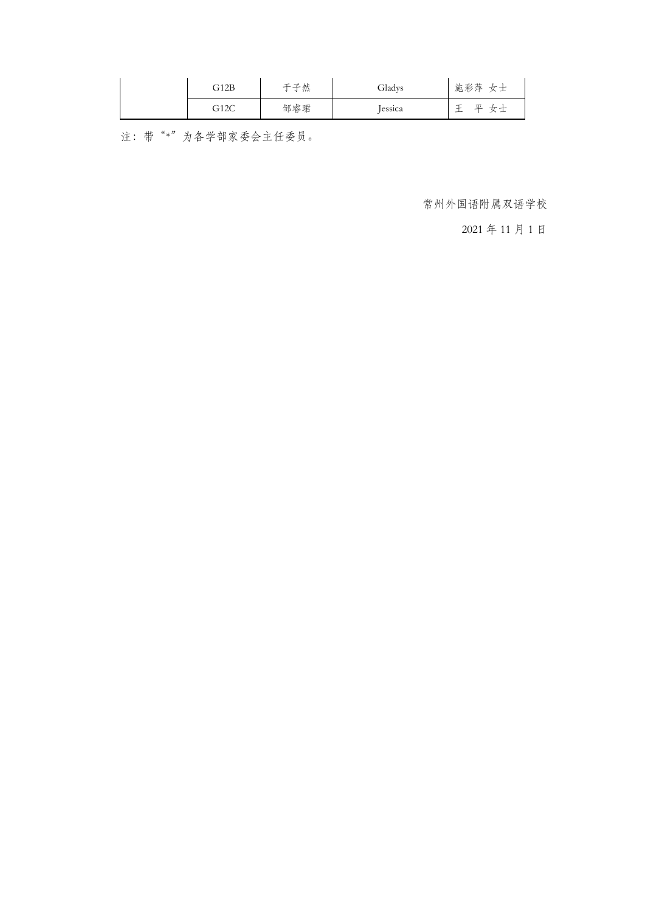| | | | | |
|---|---|---|---|---|
| | G12B | 于子然 | Gladys | 施彩萍 女士 |
| | G12C | 邹睿珺 | Jessica | 王 平 女士 |

注：带“*”为各学部家委会主任委员。

常州外国语附属双语学校

2021 年 11 月 1 日